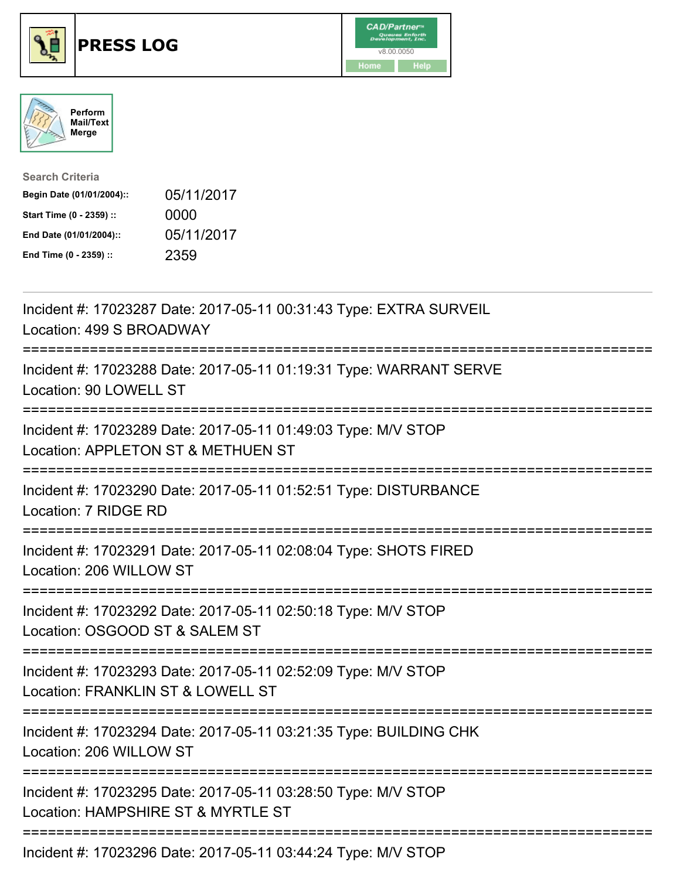# PRESS LOG

Perform Mail/Text Merge

**Search Criteria**

| | |
|---|---|
| **Begin Date (01/01/2004)::** | 05/11/2017 |
| **Start Time (0 - 2359) ::** | 0000 |
| **End Date (01/01/2004)::** | 05/11/2017 |
| **End Time (0 - 2359) ::** | 2359 |

Incident #: 17023287 Date: 2017-05-11 00:31:43 Type: EXTRA SURVEIL
Location: 499 S BROADWAY

===========================================================================

Incident #: 17023288 Date: 2017-05-11 01:19:31 Type: WARRANT SERVE
Location: 90 LOWELL ST

===========================================================================

Incident #: 17023289 Date: 2017-05-11 01:49:03 Type: M/V STOP
Location: APPLETON ST & METHUEN ST

===========================================================================

Incident #: 17023290 Date: 2017-05-11 01:52:51 Type: DISTURBANCE
Location: 7 RIDGE RD

===========================================================================

Incident #: 17023291 Date: 2017-05-11 02:08:04 Type: SHOTS FIRED
Location: 206 WILLOW ST

===========================================================================

Incident #: 17023292 Date: 2017-05-11 02:50:18 Type: M/V STOP
Location: OSGOOD ST & SALEM ST

===========================================================================

Incident #: 17023293 Date: 2017-05-11 02:52:09 Type: M/V STOP
Location: FRANKLIN ST & LOWELL ST

===========================================================================

Incident #: 17023294 Date: 2017-05-11 03:21:35 Type: BUILDING CHK
Location: 206 WILLOW ST

===========================================================================

Incident #: 17023295 Date: 2017-05-11 03:28:50 Type: M/V STOP
Location: HAMPSHIRE ST & MYRTLE ST

===========================================================================

Incident #: 17023296 Date: 2017-05-11 03:44:24 Type: M/V STOP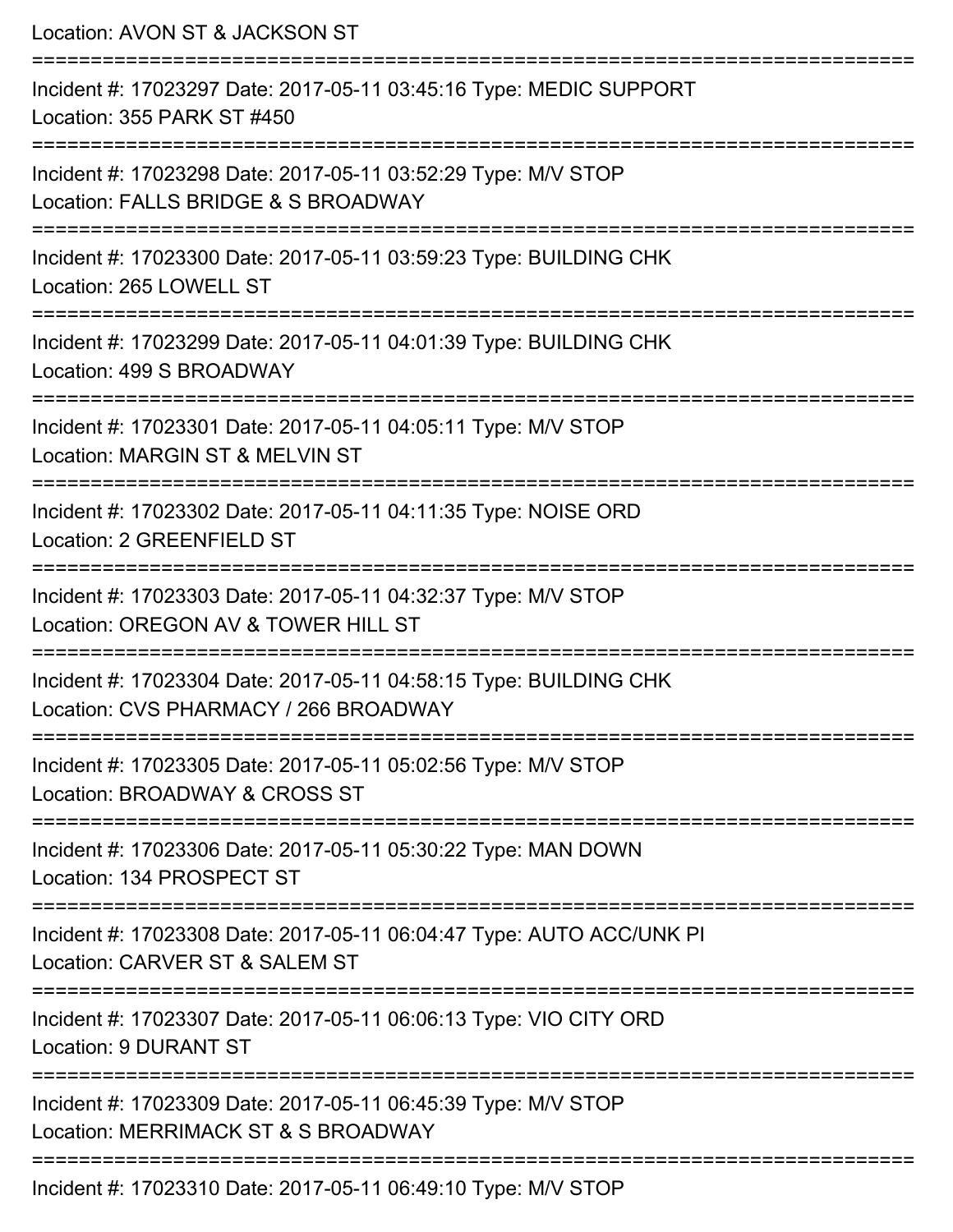Location: AVON ST & JACKSON ST

===========================================================================

Incident #: 17023297 Date: 2017-05-11 03:45:16 Type: MEDIC SUPPORT
Location: 355 PARK ST #450

===========================================================================

Incident #: 17023298 Date: 2017-05-11 03:52:29 Type: M/V STOP
Location: FALLS BRIDGE & S BROADWAY

===========================================================================

Incident #: 17023300 Date: 2017-05-11 03:59:23 Type: BUILDING CHK
Location: 265 LOWELL ST

===========================================================================

Incident #: 17023299 Date: 2017-05-11 04:01:39 Type: BUILDING CHK
Location: 499 S BROADWAY

===========================================================================

Incident #: 17023301 Date: 2017-05-11 04:05:11 Type: M/V STOP
Location: MARGIN ST & MELVIN ST

===========================================================================

Incident #: 17023302 Date: 2017-05-11 04:11:35 Type: NOISE ORD
Location: 2 GREENFIELD ST

===========================================================================

Incident #: 17023303 Date: 2017-05-11 04:32:37 Type: M/V STOP
Location: OREGON AV & TOWER HILL ST

===========================================================================

Incident #: 17023304 Date: 2017-05-11 04:58:15 Type: BUILDING CHK
Location: CVS PHARMACY / 266 BROADWAY

===========================================================================

Incident #: 17023305 Date: 2017-05-11 05:02:56 Type: M/V STOP
Location: BROADWAY & CROSS ST

===========================================================================

Incident #: 17023306 Date: 2017-05-11 05:30:22 Type: MAN DOWN
Location: 134 PROSPECT ST

===========================================================================

Incident #: 17023308 Date: 2017-05-11 06:04:47 Type: AUTO ACC/UNK PI
Location: CARVER ST & SALEM ST

===========================================================================

Incident #: 17023307 Date: 2017-05-11 06:06:13 Type: VIO CITY ORD
Location: 9 DURANT ST

===========================================================================

Incident #: 17023309 Date: 2017-05-11 06:45:39 Type: M/V STOP
Location: MERRIMACK ST & S BROADWAY

===========================================================================

Incident #: 17023310 Date: 2017-05-11 06:49:10 Type: M/V STOP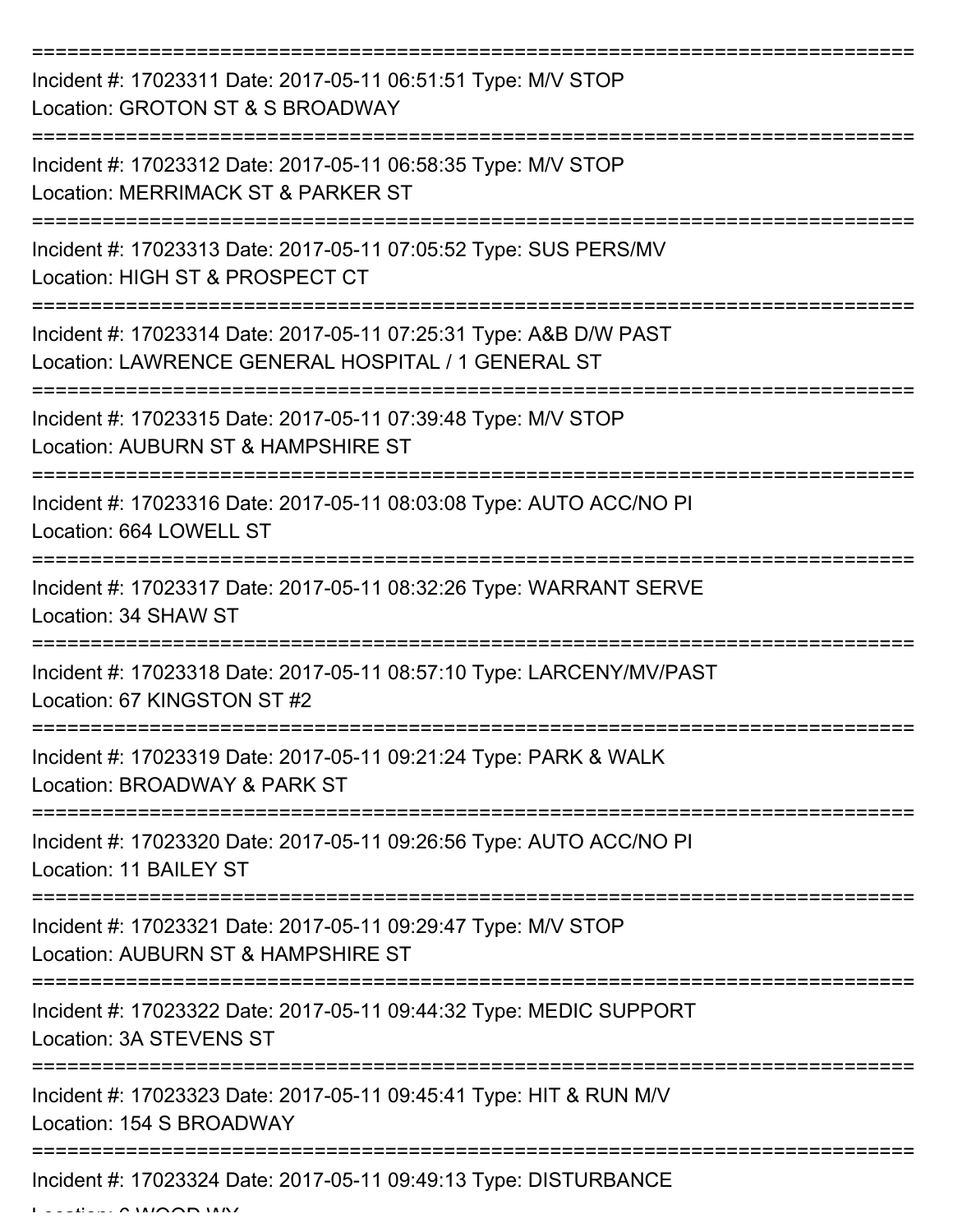===========================================================================

Incident #: 17023311 Date: 2017-05-11 06:51:51 Type: M/V STOP
Location: GROTON ST & S BROADWAY

===========================================================================

Incident #: 17023312 Date: 2017-05-11 06:58:35 Type: M/V STOP
Location: MERRIMACK ST & PARKER ST

===========================================================================

Incident #: 17023313 Date: 2017-05-11 07:05:52 Type: SUS PERS/MV
Location: HIGH ST & PROSPECT CT

===========================================================================

Incident #: 17023314 Date: 2017-05-11 07:25:31 Type: A&B D/W PAST
Location: LAWRENCE GENERAL HOSPITAL / 1 GENERAL ST

===========================================================================

Incident #: 17023315 Date: 2017-05-11 07:39:48 Type: M/V STOP
Location: AUBURN ST & HAMPSHIRE ST

===========================================================================

Incident #: 17023316 Date: 2017-05-11 08:03:08 Type: AUTO ACC/NO PI
Location: 664 LOWELL ST

===========================================================================

Incident #: 17023317 Date: 2017-05-11 08:32:26 Type: WARRANT SERVE
Location: 34 SHAW ST

===========================================================================

Incident #: 17023318 Date: 2017-05-11 08:57:10 Type: LARCENY/MV/PAST
Location: 67 KINGSTON ST #2

===========================================================================

Incident #: 17023319 Date: 2017-05-11 09:21:24 Type: PARK & WALK
Location: BROADWAY & PARK ST

===========================================================================

Incident #: 17023320 Date: 2017-05-11 09:26:56 Type: AUTO ACC/NO PI
Location: 11 BAILEY ST

===========================================================================

Incident #: 17023321 Date: 2017-05-11 09:29:47 Type: M/V STOP
Location: AUBURN ST & HAMPSHIRE ST

===========================================================================

Incident #: 17023322 Date: 2017-05-11 09:44:32 Type: MEDIC SUPPORT
Location: 3A STEVENS ST

===========================================================================

Incident #: 17023323 Date: 2017-05-11 09:45:41 Type: HIT & RUN M/V
Location: 154 S BROADWAY

===========================================================================

Incident #: 17023324 Date: 2017-05-11 09:49:13 Type: DISTURBANCE
Location: 6 WOOD WY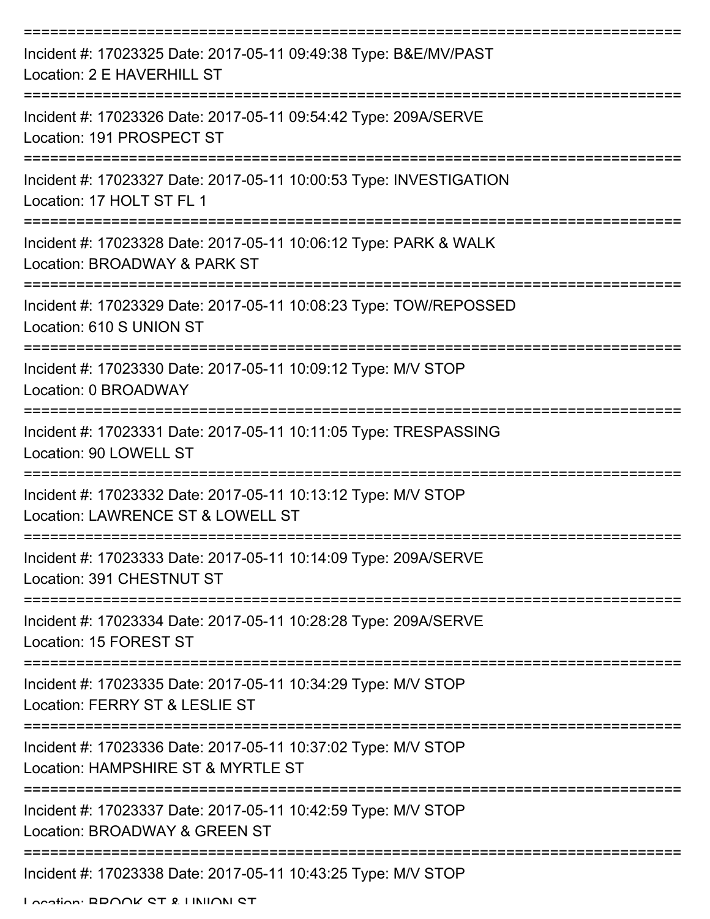===========================================================================

Incident #: 17023325 Date: 2017-05-11 09:49:38 Type: B&E/MV/PAST
Location: 2 E HAVERHILL ST

===========================================================================

Incident #: 17023326 Date: 2017-05-11 09:54:42 Type: 209A/SERVE
Location: 191 PROSPECT ST

===========================================================================

Incident #: 17023327 Date: 2017-05-11 10:00:53 Type: INVESTIGATION
Location: 17 HOLT ST FL 1

===========================================================================

Incident #: 17023328 Date: 2017-05-11 10:06:12 Type: PARK & WALK
Location: BROADWAY & PARK ST

===========================================================================

Incident #: 17023329 Date: 2017-05-11 10:08:23 Type: TOW/REPOSSED
Location: 610 S UNION ST

===========================================================================

Incident #: 17023330 Date: 2017-05-11 10:09:12 Type: M/V STOP
Location: 0 BROADWAY

===========================================================================

Incident #: 17023331 Date: 2017-05-11 10:11:05 Type: TRESPASSING
Location: 90 LOWELL ST

===========================================================================

Incident #: 17023332 Date: 2017-05-11 10:13:12 Type: M/V STOP
Location: LAWRENCE ST & LOWELL ST

===========================================================================

Incident #: 17023333 Date: 2017-05-11 10:14:09 Type: 209A/SERVE
Location: 391 CHESTNUT ST

===========================================================================

Incident #: 17023334 Date: 2017-05-11 10:28:28 Type: 209A/SERVE
Location: 15 FOREST ST

===========================================================================

Incident #: 17023335 Date: 2017-05-11 10:34:29 Type: M/V STOP
Location: FERRY ST & LESLIE ST

===========================================================================

Incident #: 17023336 Date: 2017-05-11 10:37:02 Type: M/V STOP
Location: HAMPSHIRE ST & MYRTLE ST

===========================================================================

Incident #: 17023337 Date: 2017-05-11 10:42:59 Type: M/V STOP
Location: BROADWAY & GREEN ST

===========================================================================

Incident #: 17023338 Date: 2017-05-11 10:43:25 Type: M/V STOP
Location: BROOK ST & UNION ST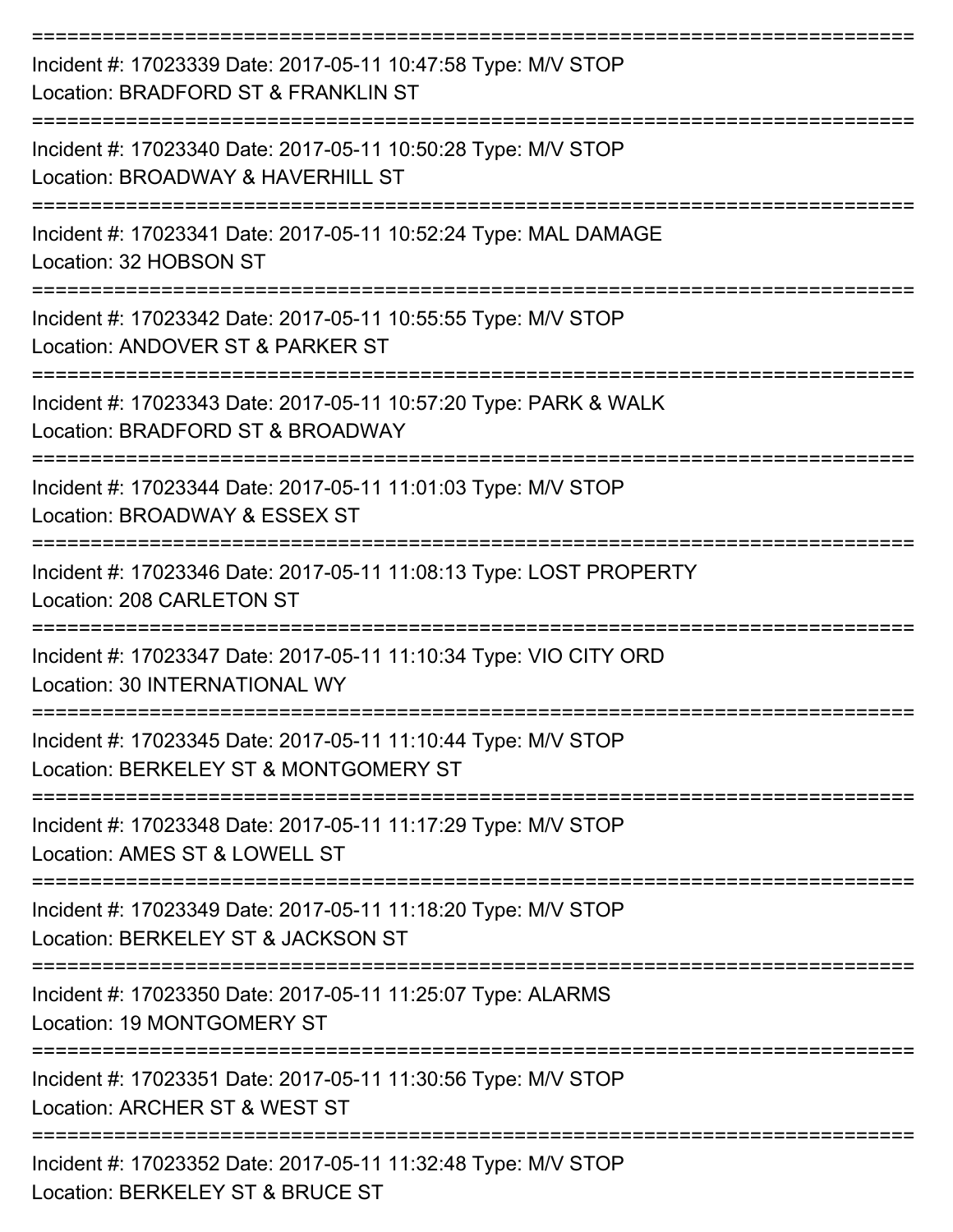===========================================================================

Incident #: 17023339 Date: 2017-05-11 10:47:58 Type: M/V STOP
Location: BRADFORD ST & FRANKLIN ST

===========================================================================

Incident #: 17023340 Date: 2017-05-11 10:50:28 Type: M/V STOP
Location: BROADWAY & HAVERHILL ST

===========================================================================

Incident #: 17023341 Date: 2017-05-11 10:52:24 Type: MAL DAMAGE
Location: 32 HOBSON ST

===========================================================================

Incident #: 17023342 Date: 2017-05-11 10:55:55 Type: M/V STOP
Location: ANDOVER ST & PARKER ST

===========================================================================

Incident #: 17023343 Date: 2017-05-11 10:57:20 Type: PARK & WALK
Location: BRADFORD ST & BROADWAY

===========================================================================

Incident #: 17023344 Date: 2017-05-11 11:01:03 Type: M/V STOP
Location: BROADWAY & ESSEX ST

===========================================================================

Incident #: 17023346 Date: 2017-05-11 11:08:13 Type: LOST PROPERTY
Location: 208 CARLETON ST

===========================================================================

Incident #: 17023347 Date: 2017-05-11 11:10:34 Type: VIO CITY ORD
Location: 30 INTERNATIONAL WY

===========================================================================

Incident #: 17023345 Date: 2017-05-11 11:10:44 Type: M/V STOP
Location: BERKELEY ST & MONTGOMERY ST

===========================================================================

Incident #: 17023348 Date: 2017-05-11 11:17:29 Type: M/V STOP
Location: AMES ST & LOWELL ST

===========================================================================

Incident #: 17023349 Date: 2017-05-11 11:18:20 Type: M/V STOP
Location: BERKELEY ST & JACKSON ST

===========================================================================

Incident #: 17023350 Date: 2017-05-11 11:25:07 Type: ALARMS
Location: 19 MONTGOMERY ST

===========================================================================

Incident #: 17023351 Date: 2017-05-11 11:30:56 Type: M/V STOP
Location: ARCHER ST & WEST ST

===========================================================================

Incident #: 17023352 Date: 2017-05-11 11:32:48 Type: M/V STOP
Location: BERKELEY ST & BRUCE ST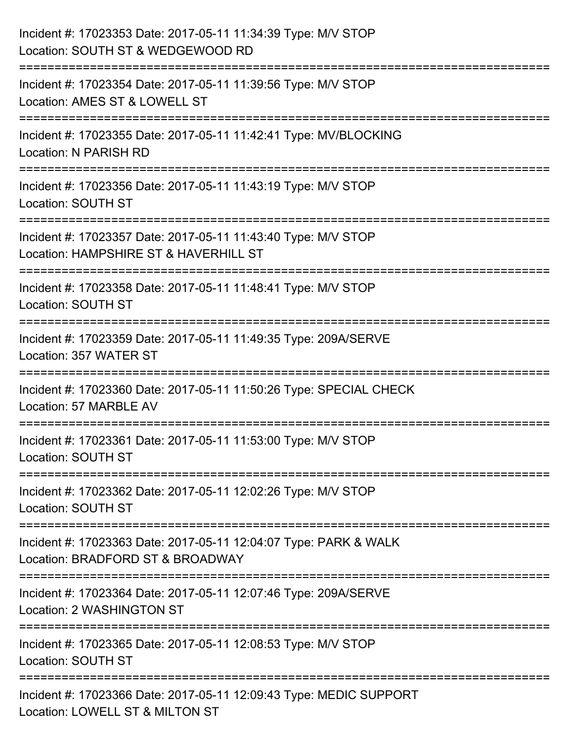Incident #: 17023353 Date: 2017-05-11 11:34:39 Type: M/V STOP
Location: SOUTH ST & WEDGEWOOD RD

===========================================================================

Incident #: 17023354 Date: 2017-05-11 11:39:56 Type: M/V STOP
Location: AMES ST & LOWELL ST

===========================================================================

Incident #: 17023355 Date: 2017-05-11 11:42:41 Type: MV/BLOCKING
Location: N PARISH RD

===========================================================================

Incident #: 17023356 Date: 2017-05-11 11:43:19 Type: M/V STOP
Location: SOUTH ST

===========================================================================

Incident #: 17023357 Date: 2017-05-11 11:43:40 Type: M/V STOP
Location: HAMPSHIRE ST & HAVERHILL ST

===========================================================================

Incident #: 17023358 Date: 2017-05-11 11:48:41 Type: M/V STOP
Location: SOUTH ST

===========================================================================

Incident #: 17023359 Date: 2017-05-11 11:49:35 Type: 209A/SERVE
Location: 357 WATER ST

===========================================================================

Incident #: 17023360 Date: 2017-05-11 11:50:26 Type: SPECIAL CHECK
Location: 57 MARBLE AV

===========================================================================

Incident #: 17023361 Date: 2017-05-11 11:53:00 Type: M/V STOP
Location: SOUTH ST

===========================================================================

Incident #: 17023362 Date: 2017-05-11 12:02:26 Type: M/V STOP
Location: SOUTH ST

===========================================================================

Incident #: 17023363 Date: 2017-05-11 12:04:07 Type: PARK & WALK
Location: BRADFORD ST & BROADWAY

===========================================================================

Incident #: 17023364 Date: 2017-05-11 12:07:46 Type: 209A/SERVE
Location: 2 WASHINGTON ST

===========================================================================

Incident #: 17023365 Date: 2017-05-11 12:08:53 Type: M/V STOP
Location: SOUTH ST

===========================================================================

Incident #: 17023366 Date: 2017-05-11 12:09:43 Type: MEDIC SUPPORT
Location: LOWELL ST & MILTON ST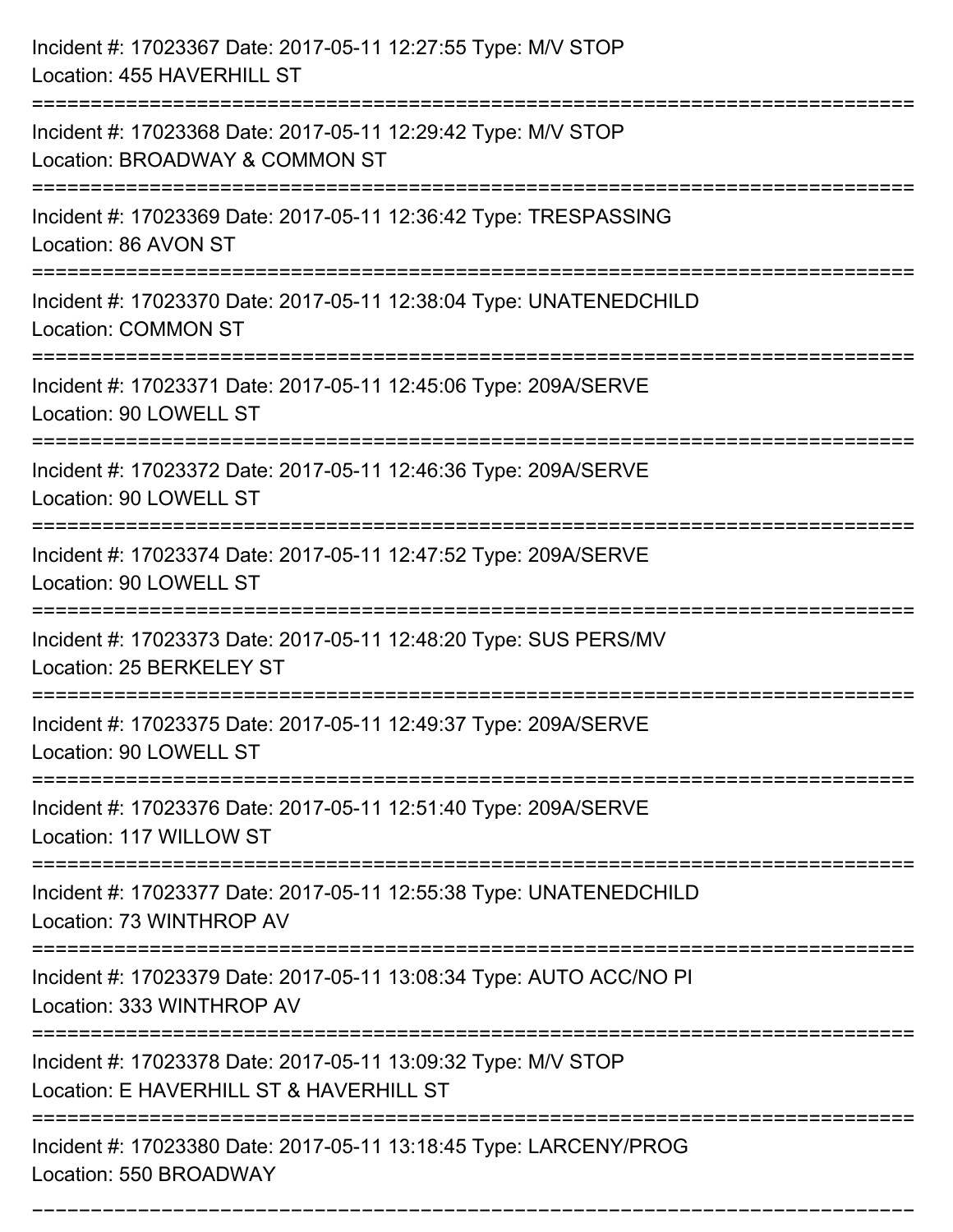Incident #: 17023367 Date: 2017-05-11 12:27:55 Type: M/V STOP
Location: 455 HAVERHILL ST

===========================================================================

Incident #: 17023368 Date: 2017-05-11 12:29:42 Type: M/V STOP
Location: BROADWAY & COMMON ST

===========================================================================

Incident #: 17023369 Date: 2017-05-11 12:36:42 Type: TRESPASSING
Location: 86 AVON ST

===========================================================================

Incident #: 17023370 Date: 2017-05-11 12:38:04 Type: UNATENEDCHILD
Location: COMMON ST

===========================================================================

Incident #: 17023371 Date: 2017-05-11 12:45:06 Type: 209A/SERVE
Location: 90 LOWELL ST

===========================================================================

Incident #: 17023372 Date: 2017-05-11 12:46:36 Type: 209A/SERVE
Location: 90 LOWELL ST

===========================================================================

Incident #: 17023374 Date: 2017-05-11 12:47:52 Type: 209A/SERVE
Location: 90 LOWELL ST

===========================================================================

Incident #: 17023373 Date: 2017-05-11 12:48:20 Type: SUS PERS/MV
Location: 25 BERKELEY ST

===========================================================================

Incident #: 17023375 Date: 2017-05-11 12:49:37 Type: 209A/SERVE
Location: 90 LOWELL ST

===========================================================================

Incident #: 17023376 Date: 2017-05-11 12:51:40 Type: 209A/SERVE
Location: 117 WILLOW ST

===========================================================================

Incident #: 17023377 Date: 2017-05-11 12:55:38 Type: UNATENEDCHILD
Location: 73 WINTHROP AV

===========================================================================

Incident #: 17023379 Date: 2017-05-11 13:08:34 Type: AUTO ACC/NO PI
Location: 333 WINTHROP AV

===========================================================================

Incident #: 17023378 Date: 2017-05-11 13:09:32 Type: M/V STOP
Location: E HAVERHILL ST & HAVERHILL ST

===========================================================================

Incident #: 17023380 Date: 2017-05-11 13:18:45 Type: LARCENY/PROG
Location: 550 BROADWAY

===========================================================================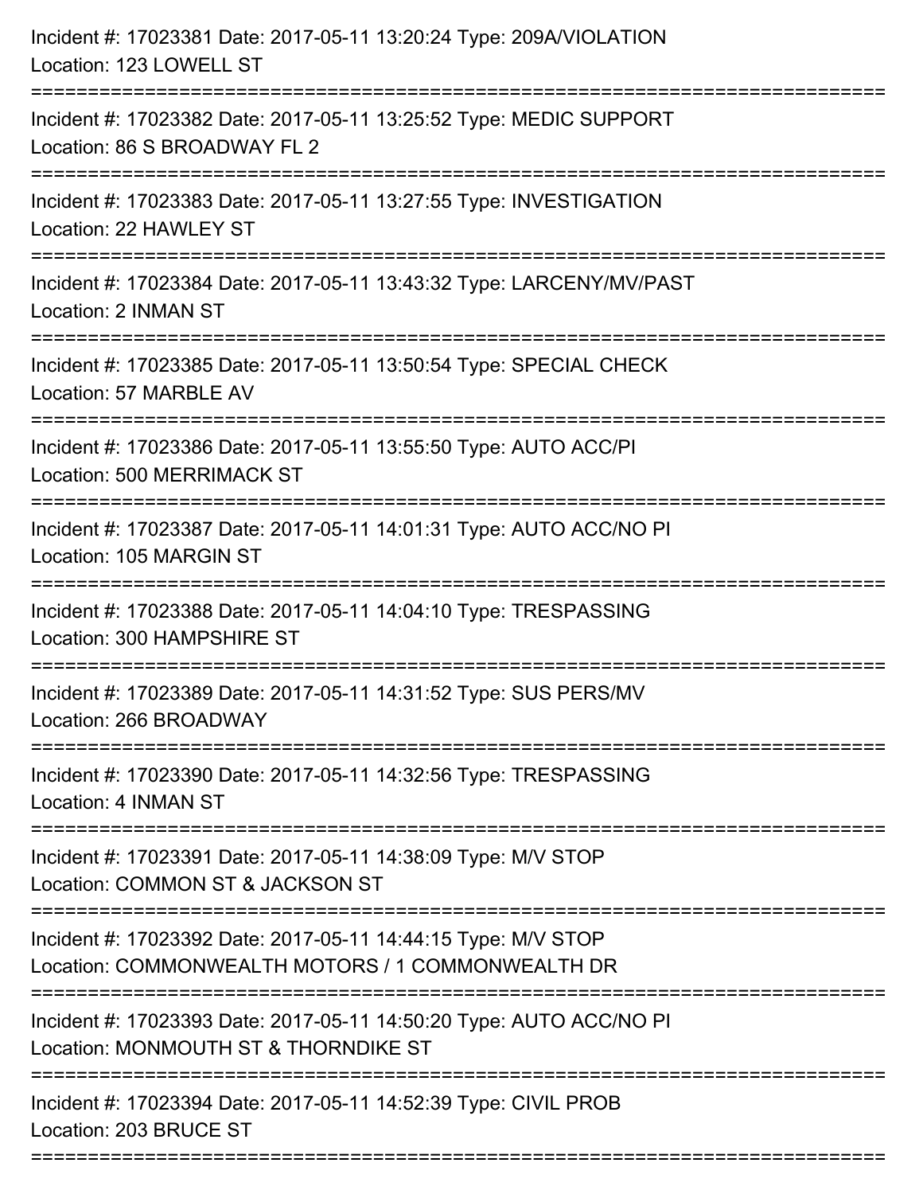Incident #: 17023381 Date: 2017-05-11 13:20:24 Type: 209A/VIOLATION
Location: 123 LOWELL ST

===========================================================================

Incident #: 17023382 Date: 2017-05-11 13:25:52 Type: MEDIC SUPPORT
Location: 86 S BROADWAY FL 2

===========================================================================

Incident #: 17023383 Date: 2017-05-11 13:27:55 Type: INVESTIGATION
Location: 22 HAWLEY ST

===========================================================================

Incident #: 17023384 Date: 2017-05-11 13:43:32 Type: LARCENY/MV/PAST
Location: 2 INMAN ST

===========================================================================

Incident #: 17023385 Date: 2017-05-11 13:50:54 Type: SPECIAL CHECK
Location: 57 MARBLE AV

===========================================================================

Incident #: 17023386 Date: 2017-05-11 13:55:50 Type: AUTO ACC/PI
Location: 500 MERRIMACK ST

===========================================================================

Incident #: 17023387 Date: 2017-05-11 14:01:31 Type: AUTO ACC/NO PI
Location: 105 MARGIN ST

===========================================================================

Incident #: 17023388 Date: 2017-05-11 14:04:10 Type: TRESPASSING
Location: 300 HAMPSHIRE ST

===========================================================================

Incident #: 17023389 Date: 2017-05-11 14:31:52 Type: SUS PERS/MV
Location: 266 BROADWAY

===========================================================================

Incident #: 17023390 Date: 2017-05-11 14:32:56 Type: TRESPASSING
Location: 4 INMAN ST

===========================================================================

Incident #: 17023391 Date: 2017-05-11 14:38:09 Type: M/V STOP
Location: COMMON ST & JACKSON ST

===========================================================================

Incident #: 17023392 Date: 2017-05-11 14:44:15 Type: M/V STOP
Location: COMMONWEALTH MOTORS / 1 COMMONWEALTH DR

===========================================================================

Incident #: 17023393 Date: 2017-05-11 14:50:20 Type: AUTO ACC/NO PI
Location: MONMOUTH ST & THORNDIKE ST

===========================================================================

Incident #: 17023394 Date: 2017-05-11 14:52:39 Type: CIVIL PROB
Location: 203 BRUCE ST

===========================================================================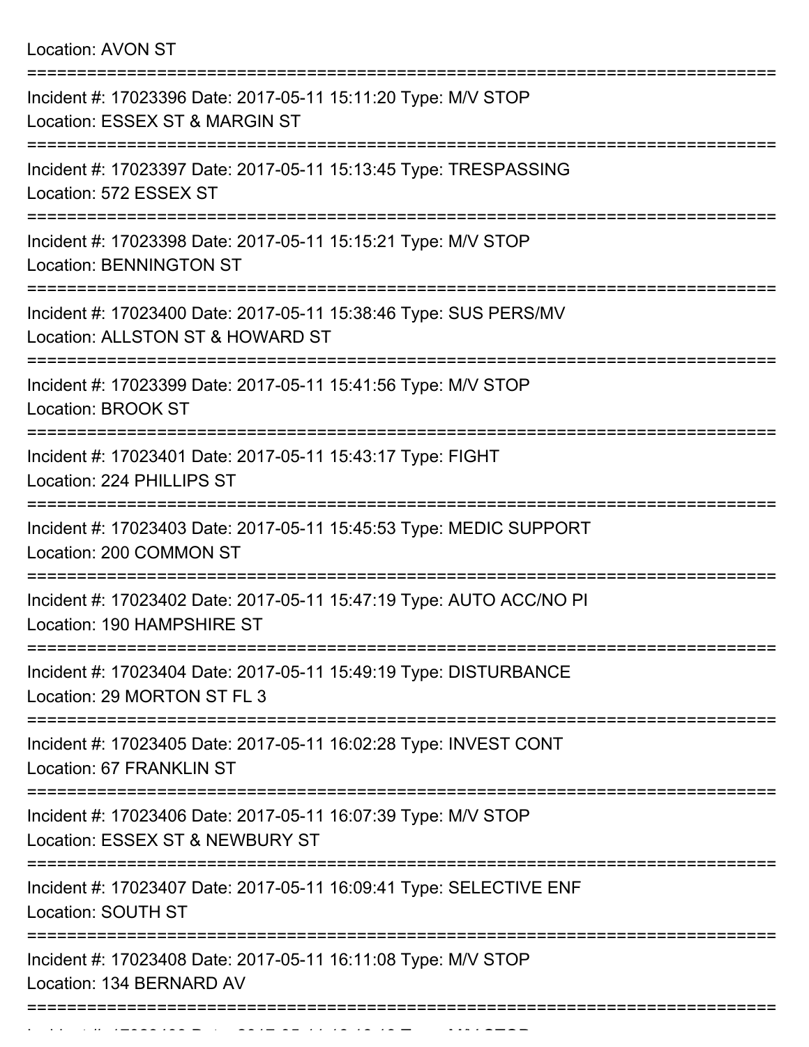Location: AVON ST

===========================================================================

Incident #: 17023396 Date: 2017-05-11 15:11:20 Type: M/V STOP
Location: ESSEX ST & MARGIN ST

===========================================================================

Incident #: 17023397 Date: 2017-05-11 15:13:45 Type: TRESPASSING
Location: 572 ESSEX ST

===========================================================================

Incident #: 17023398 Date: 2017-05-11 15:15:21 Type: M/V STOP
Location: BENNINGTON ST

===========================================================================

Incident #: 17023400 Date: 2017-05-11 15:38:46 Type: SUS PERS/MV
Location: ALLSTON ST & HOWARD ST

===========================================================================

Incident #: 17023399 Date: 2017-05-11 15:41:56 Type: M/V STOP
Location: BROOK ST

===========================================================================

Incident #: 17023401 Date: 2017-05-11 15:43:17 Type: FIGHT
Location: 224 PHILLIPS ST

===========================================================================

Incident #: 17023403 Date: 2017-05-11 15:45:53 Type: MEDIC SUPPORT
Location: 200 COMMON ST

===========================================================================

Incident #: 17023402 Date: 2017-05-11 15:47:19 Type: AUTO ACC/NO PI
Location: 190 HAMPSHIRE ST

===========================================================================

Incident #: 17023404 Date: 2017-05-11 15:49:19 Type: DISTURBANCE
Location: 29 MORTON ST FL 3

===========================================================================

Incident #: 17023405 Date: 2017-05-11 16:02:28 Type: INVEST CONT
Location: 67 FRANKLIN ST

===========================================================================

Incident #: 17023406 Date: 2017-05-11 16:07:39 Type: M/V STOP
Location: ESSEX ST & NEWBURY ST

===========================================================================

Incident #: 17023407 Date: 2017-05-11 16:09:41 Type: SELECTIVE ENF
Location: SOUTH ST

===========================================================================

Incident #: 17023408 Date: 2017-05-11 16:11:08 Type: M/V STOP
Location: 134 BERNARD AV

===========================================================================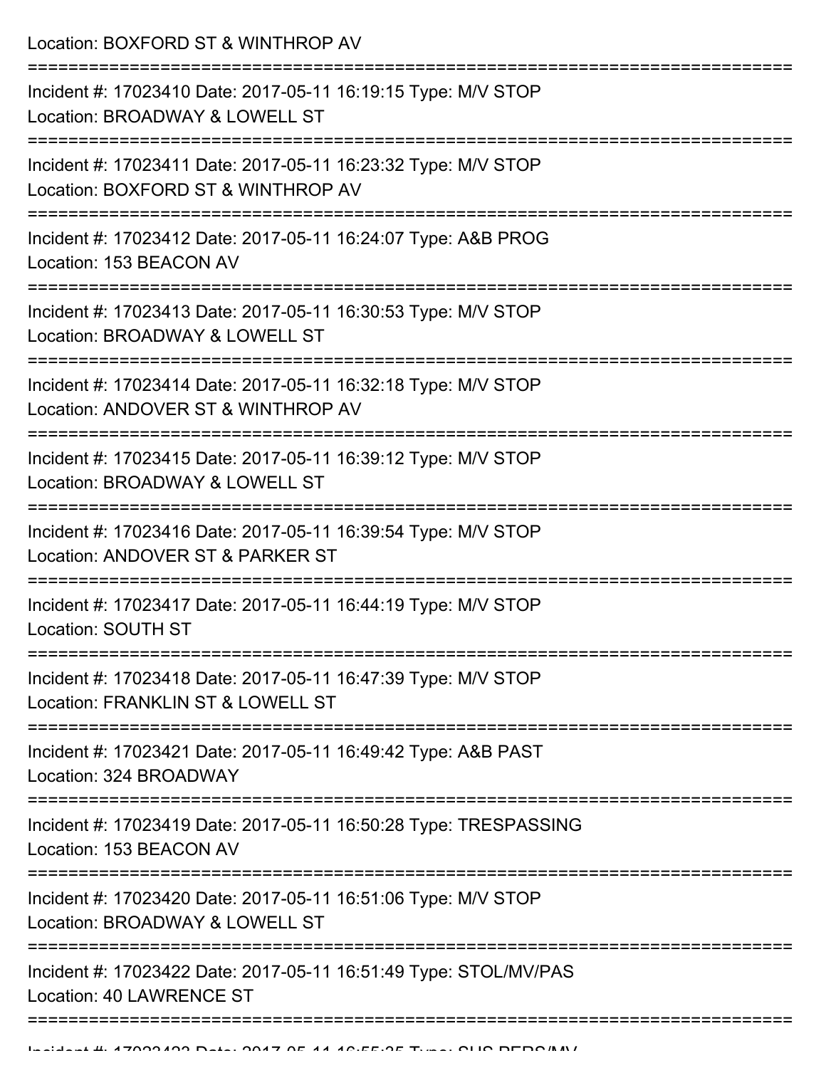Location: BOXFORD ST & WINTHROP AV

===========================================================================

Incident #: 17023410 Date: 2017-05-11 16:19:15 Type: M/V STOP
Location: BROADWAY & LOWELL ST

===========================================================================

Incident #: 17023411 Date: 2017-05-11 16:23:32 Type: M/V STOP
Location: BOXFORD ST & WINTHROP AV

===========================================================================

Incident #: 17023412 Date: 2017-05-11 16:24:07 Type: A&B PROG
Location: 153 BEACON AV

===========================================================================

Incident #: 17023413 Date: 2017-05-11 16:30:53 Type: M/V STOP
Location: BROADWAY & LOWELL ST

===========================================================================

Incident #: 17023414 Date: 2017-05-11 16:32:18 Type: M/V STOP
Location: ANDOVER ST & WINTHROP AV

===========================================================================

Incident #: 17023415 Date: 2017-05-11 16:39:12 Type: M/V STOP
Location: BROADWAY & LOWELL ST

===========================================================================

Incident #: 17023416 Date: 2017-05-11 16:39:54 Type: M/V STOP
Location: ANDOVER ST & PARKER ST

===========================================================================

Incident #: 17023417 Date: 2017-05-11 16:44:19 Type: M/V STOP
Location: SOUTH ST

===========================================================================

Incident #: 17023418 Date: 2017-05-11 16:47:39 Type: M/V STOP
Location: FRANKLIN ST & LOWELL ST

===========================================================================

Incident #: 17023421 Date: 2017-05-11 16:49:42 Type: A&B PAST
Location: 324 BROADWAY

===========================================================================

Incident #: 17023419 Date: 2017-05-11 16:50:28 Type: TRESPASSING
Location: 153 BEACON AV

===========================================================================

Incident #: 17023420 Date: 2017-05-11 16:51:06 Type: M/V STOP
Location: BROADWAY & LOWELL ST

===========================================================================

Incident #: 17023422 Date: 2017-05-11 16:51:49 Type: STOL/MV/PAS
Location: 40 LAWRENCE ST

===========================================================================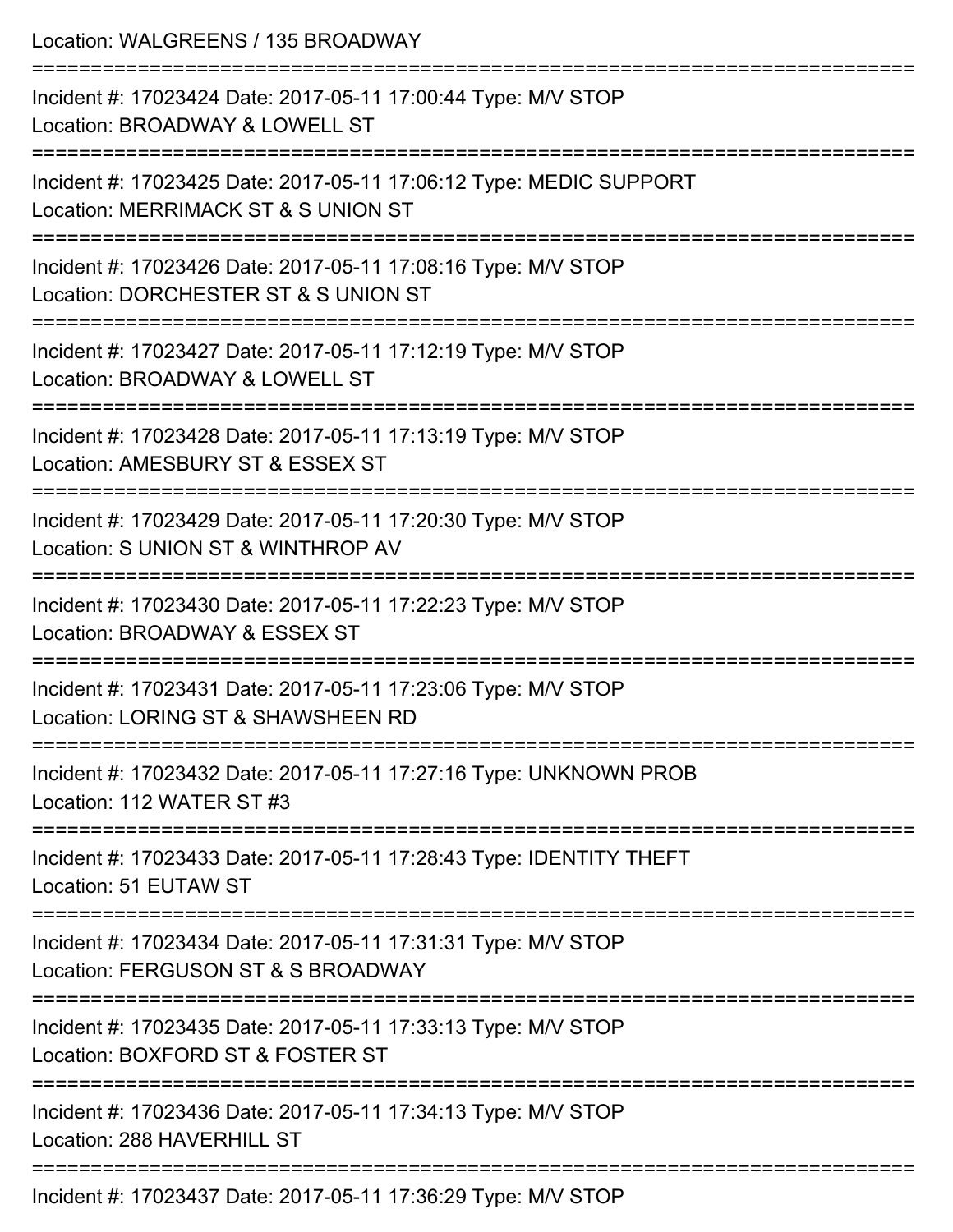Location: WALGREENS / 135 BROADWAY

===========================================================================

Incident #: 17023424 Date: 2017-05-11 17:00:44 Type: M/V STOP

Location: BROADWAY & LOWELL ST

===========================================================================

Incident #: 17023425 Date: 2017-05-11 17:06:12 Type: MEDIC SUPPORT

Location: MERRIMACK ST & S UNION ST

===========================================================================

Incident #: 17023426 Date: 2017-05-11 17:08:16 Type: M/V STOP

Location: DORCHESTER ST & S UNION ST

===========================================================================

Incident #: 17023427 Date: 2017-05-11 17:12:19 Type: M/V STOP

Location: BROADWAY & LOWELL ST

===========================================================================

Incident #: 17023428 Date: 2017-05-11 17:13:19 Type: M/V STOP

Location: AMESBURY ST & ESSEX ST

===========================================================================

Incident #: 17023429 Date: 2017-05-11 17:20:30 Type: M/V STOP

Location: S UNION ST & WINTHROP AV

===========================================================================

Incident #: 17023430 Date: 2017-05-11 17:22:23 Type: M/V STOP

Location: BROADWAY & ESSEX ST

===========================================================================

Incident #: 17023431 Date: 2017-05-11 17:23:06 Type: M/V STOP

Location: LORING ST & SHAWSHEEN RD

===========================================================================

Incident #: 17023432 Date: 2017-05-11 17:27:16 Type: UNKNOWN PROB

Location: 112 WATER ST #3

===========================================================================

Incident #: 17023433 Date: 2017-05-11 17:28:43 Type: IDENTITY THEFT

Location: 51 EUTAW ST

===========================================================================

Incident #: 17023434 Date: 2017-05-11 17:31:31 Type: M/V STOP

Location: FERGUSON ST & S BROADWAY

===========================================================================

Incident #: 17023435 Date: 2017-05-11 17:33:13 Type: M/V STOP

Location: BOXFORD ST & FOSTER ST

===========================================================================

Incident #: 17023436 Date: 2017-05-11 17:34:13 Type: M/V STOP

Location: 288 HAVERHILL ST

===========================================================================

Incident #: 17023437 Date: 2017-05-11 17:36:29 Type: M/V STOP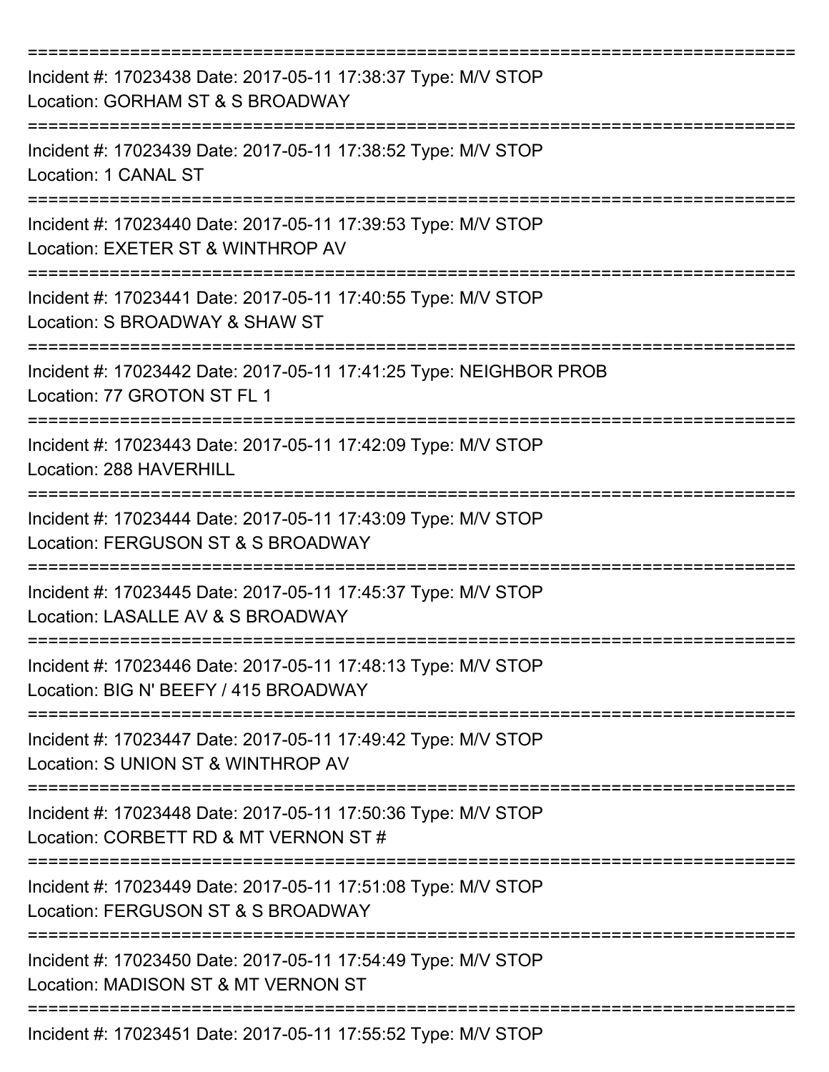===========================================================================

Incident #: 17023438 Date: 2017-05-11 17:38:37 Type: M/V STOP
Location: GORHAM ST & S BROADWAY

===========================================================================

Incident #: 17023439 Date: 2017-05-11 17:38:52 Type: M/V STOP
Location: 1 CANAL ST

===========================================================================

Incident #: 17023440 Date: 2017-05-11 17:39:53 Type: M/V STOP
Location: EXETER ST & WINTHROP AV

===========================================================================

Incident #: 17023441 Date: 2017-05-11 17:40:55 Type: M/V STOP
Location: S BROADWAY & SHAW ST

===========================================================================

Incident #: 17023442 Date: 2017-05-11 17:41:25 Type: NEIGHBOR PROB
Location: 77 GROTON ST FL 1

===========================================================================

Incident #: 17023443 Date: 2017-05-11 17:42:09 Type: M/V STOP
Location: 288 HAVERHILL

===========================================================================

Incident #: 17023444 Date: 2017-05-11 17:43:09 Type: M/V STOP
Location: FERGUSON ST & S BROADWAY

===========================================================================

Incident #: 17023445 Date: 2017-05-11 17:45:37 Type: M/V STOP
Location: LASALLE AV & S BROADWAY

===========================================================================

Incident #: 17023446 Date: 2017-05-11 17:48:13 Type: M/V STOP
Location: BIG N' BEEFY / 415 BROADWAY

===========================================================================

Incident #: 17023447 Date: 2017-05-11 17:49:42 Type: M/V STOP
Location: S UNION ST & WINTHROP AV

===========================================================================

Incident #: 17023448 Date: 2017-05-11 17:50:36 Type: M/V STOP
Location: CORBETT RD & MT VERNON ST #

===========================================================================

Incident #: 17023449 Date: 2017-05-11 17:51:08 Type: M/V STOP
Location: FERGUSON ST & S BROADWAY

===========================================================================

Incident #: 17023450 Date: 2017-05-11 17:54:49 Type: M/V STOP
Location: MADISON ST & MT VERNON ST

===========================================================================

Incident #: 17023451 Date: 2017-05-11 17:55:52 Type: M/V STOP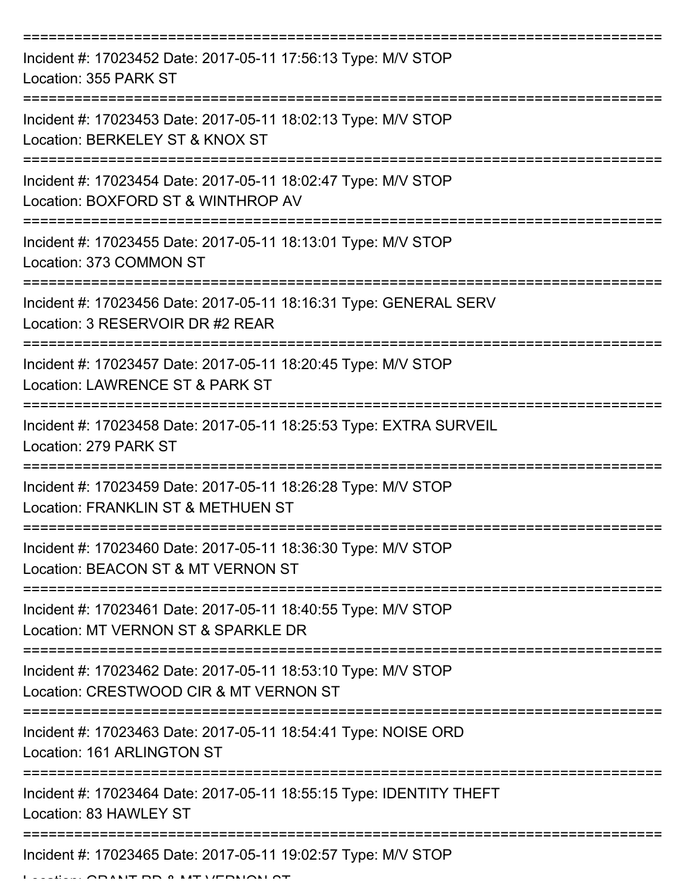===========================================================================
Incident #: 17023452 Date: 2017-05-11 17:56:13 Type: M/V STOP
Location: 355 PARK ST
===========================================================================
Incident #: 17023453 Date: 2017-05-11 18:02:13 Type: M/V STOP
Location: BERKELEY ST & KNOX ST
===========================================================================
Incident #: 17023454 Date: 2017-05-11 18:02:47 Type: M/V STOP
Location: BOXFORD ST & WINTHROP AV
===========================================================================
Incident #: 17023455 Date: 2017-05-11 18:13:01 Type: M/V STOP
Location: 373 COMMON ST
===========================================================================
Incident #: 17023456 Date: 2017-05-11 18:16:31 Type: GENERAL SERV
Location: 3 RESERVOIR DR #2 REAR
===========================================================================
Incident #: 17023457 Date: 2017-05-11 18:20:45 Type: M/V STOP
Location: LAWRENCE ST & PARK ST
===========================================================================
Incident #: 17023458 Date: 2017-05-11 18:25:53 Type: EXTRA SURVEIL
Location: 279 PARK ST
===========================================================================
Incident #: 17023459 Date: 2017-05-11 18:26:28 Type: M/V STOP
Location: FRANKLIN ST & METHUEN ST
===========================================================================
Incident #: 17023460 Date: 2017-05-11 18:36:30 Type: M/V STOP
Location: BEACON ST & MT VERNON ST
===========================================================================
Incident #: 17023461 Date: 2017-05-11 18:40:55 Type: M/V STOP
Location: MT VERNON ST & SPARKLE DR
===========================================================================
Incident #: 17023462 Date: 2017-05-11 18:53:10 Type: M/V STOP
Location: CRESTWOOD CIR & MT VERNON ST
===========================================================================
Incident #: 17023463 Date: 2017-05-11 18:54:41 Type: NOISE ORD
Location: 161 ARLINGTON ST
===========================================================================
Incident #: 17023464 Date: 2017-05-11 18:55:15 Type: IDENTITY THEFT
Location: 83 HAWLEY ST
===========================================================================
Incident #: 17023465 Date: 2017-05-11 19:02:57 Type: M/V STOP
Location: GRANT RD & MT VERNON ST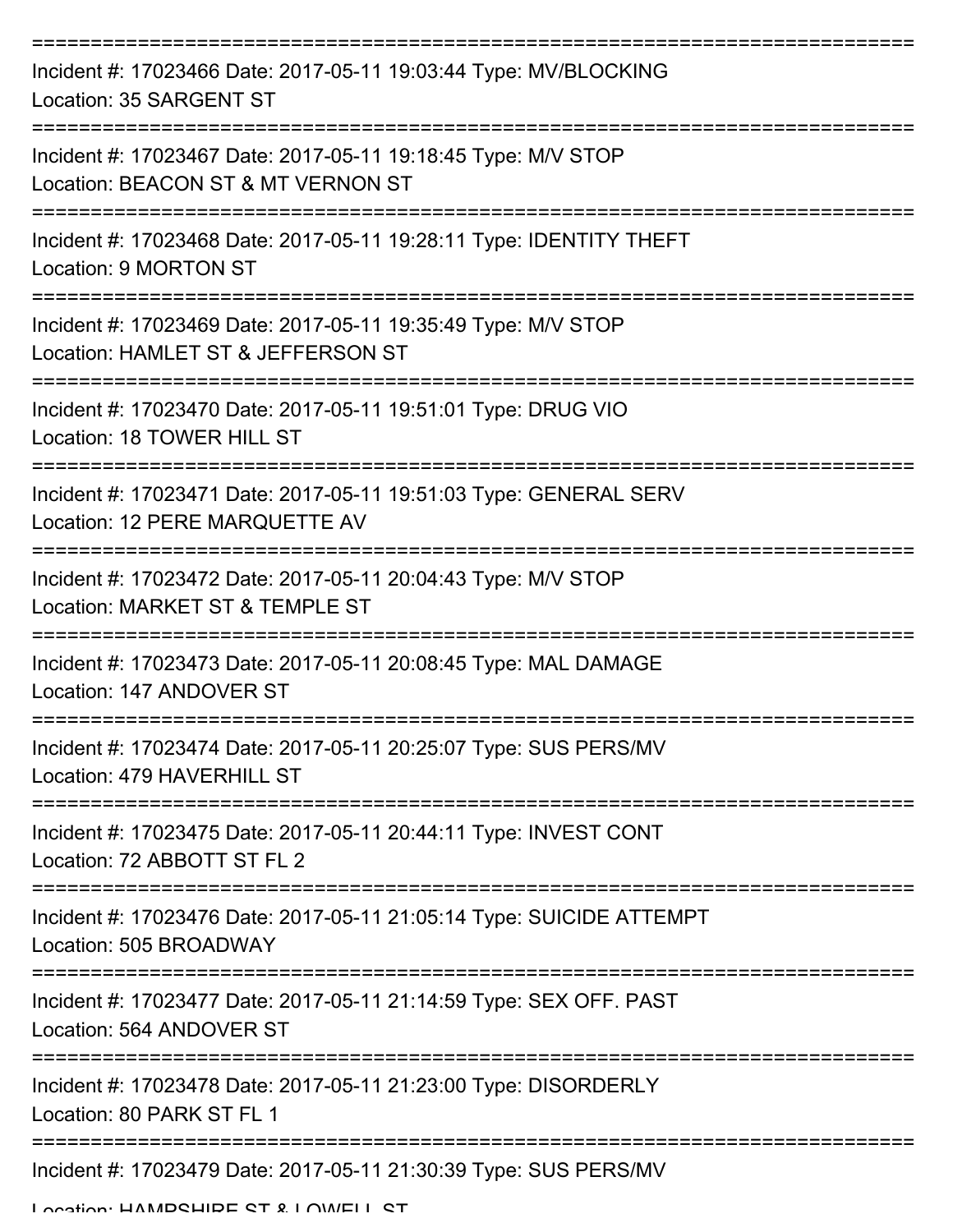===========================================================================

Incident #: 17023466 Date: 2017-05-11 19:03:44 Type: MV/BLOCKING

Location: 35 SARGENT ST

===========================================================================

Incident #: 17023467 Date: 2017-05-11 19:18:45 Type: M/V STOP

Location: BEACON ST & MT VERNON ST

===========================================================================

Incident #: 17023468 Date: 2017-05-11 19:28:11 Type: IDENTITY THEFT

Location: 9 MORTON ST

===========================================================================

Incident #: 17023469 Date: 2017-05-11 19:35:49 Type: M/V STOP

Location: HAMLET ST & JEFFERSON ST

===========================================================================

Incident #: 17023470 Date: 2017-05-11 19:51:01 Type: DRUG VIO

Location: 18 TOWER HILL ST

===========================================================================

Incident #: 17023471 Date: 2017-05-11 19:51:03 Type: GENERAL SERV

Location: 12 PERE MARQUETTE AV

===========================================================================

Incident #: 17023472 Date: 2017-05-11 20:04:43 Type: M/V STOP

Location: MARKET ST & TEMPLE ST

===========================================================================

Incident #: 17023473 Date: 2017-05-11 20:08:45 Type: MAL DAMAGE

Location: 147 ANDOVER ST

===========================================================================

Incident #: 17023474 Date: 2017-05-11 20:25:07 Type: SUS PERS/MV

Location: 479 HAVERHILL ST

===========================================================================

Incident #: 17023475 Date: 2017-05-11 20:44:11 Type: INVEST CONT

Location: 72 ABBOTT ST FL 2

===========================================================================

Incident #: 17023476 Date: 2017-05-11 21:05:14 Type: SUICIDE ATTEMPT

Location: 505 BROADWAY

===========================================================================

Incident #: 17023477 Date: 2017-05-11 21:14:59 Type: SEX OFF. PAST

Location: 564 ANDOVER ST

===========================================================================

Incident #: 17023478 Date: 2017-05-11 21:23:00 Type: DISORDERLY

Location: 80 PARK ST FL 1

===========================================================================

Incident #: 17023479 Date: 2017-05-11 21:30:39 Type: SUS PERS/MV

Location: HAMPSHIRE ST & LOWELL ST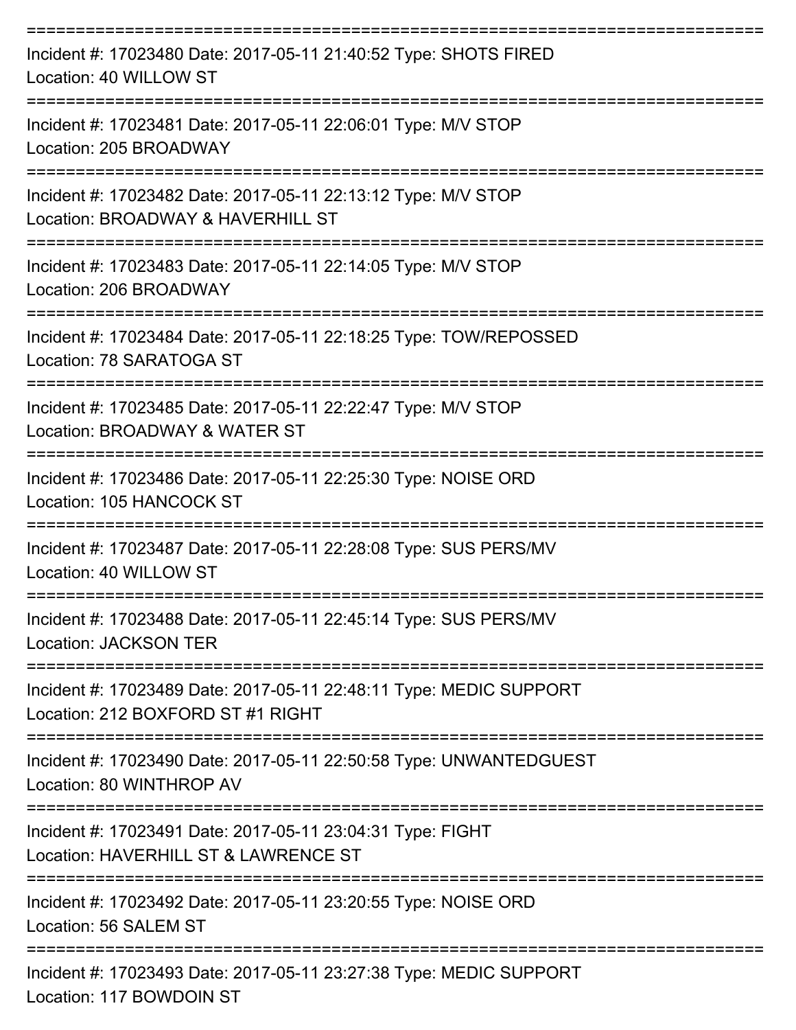===========================================================================

Incident #: 17023480 Date: 2017-05-11 21:40:52 Type: SHOTS FIRED
Location: 40 WILLOW ST

===========================================================================

Incident #: 17023481 Date: 2017-05-11 22:06:01 Type: M/V STOP
Location: 205 BROADWAY

===========================================================================

Incident #: 17023482 Date: 2017-05-11 22:13:12 Type: M/V STOP
Location: BROADWAY & HAVERHILL ST

===========================================================================

Incident #: 17023483 Date: 2017-05-11 22:14:05 Type: M/V STOP
Location: 206 BROADWAY

===========================================================================

Incident #: 17023484 Date: 2017-05-11 22:18:25 Type: TOW/REPOSSED
Location: 78 SARATOGA ST

===========================================================================

Incident #: 17023485 Date: 2017-05-11 22:22:47 Type: M/V STOP
Location: BROADWAY & WATER ST

===========================================================================

Incident #: 17023486 Date: 2017-05-11 22:25:30 Type: NOISE ORD
Location: 105 HANCOCK ST

===========================================================================

Incident #: 17023487 Date: 2017-05-11 22:28:08 Type: SUS PERS/MV
Location: 40 WILLOW ST

===========================================================================

Incident #: 17023488 Date: 2017-05-11 22:45:14 Type: SUS PERS/MV
Location: JACKSON TER

===========================================================================

Incident #: 17023489 Date: 2017-05-11 22:48:11 Type: MEDIC SUPPORT
Location: 212 BOXFORD ST #1 RIGHT

===========================================================================

Incident #: 17023490 Date: 2017-05-11 22:50:58 Type: UNWANTEDGUEST
Location: 80 WINTHROP AV

===========================================================================

Incident #: 17023491 Date: 2017-05-11 23:04:31 Type: FIGHT
Location: HAVERHILL ST & LAWRENCE ST

===========================================================================

Incident #: 17023492 Date: 2017-05-11 23:20:55 Type: NOISE ORD
Location: 56 SALEM ST

===========================================================================

Incident #: 17023493 Date: 2017-05-11 23:27:38 Type: MEDIC SUPPORT
Location: 117 BOWDOIN ST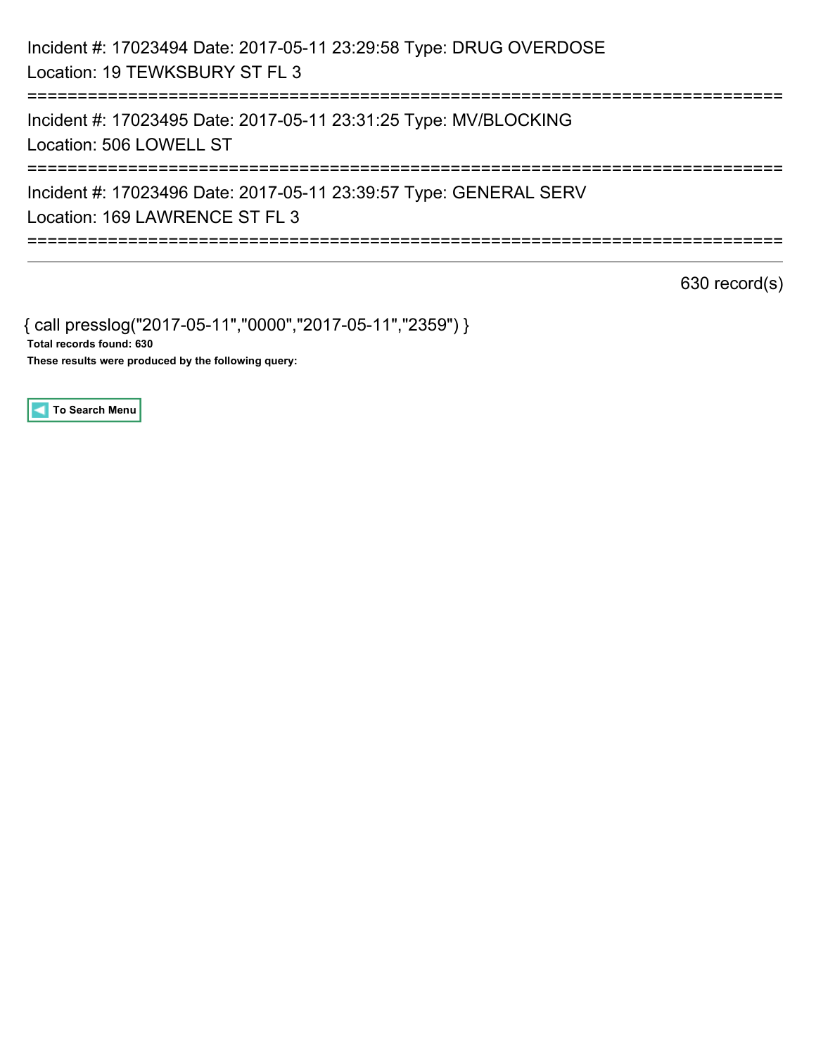Incident #: 17023494 Date: 2017-05-11 23:29:58 Type: DRUG OVERDOSE
Location: 19 TEWKSBURY ST FL 3

===========================================================================

Incident #: 17023495 Date: 2017-05-11 23:31:25 Type: MV/BLOCKING
Location: 506 LOWELL ST

===========================================================================

Incident #: 17023496 Date: 2017-05-11 23:39:57 Type: GENERAL SERV
Location: 169 LAWRENCE ST FL 3

===========================================================================

---

630 record(s)

{ call presslog("2017-05-11","0000","2017-05-11","2359") }

**Total records found: 630**

**These results were produced by the following query:**

**To Search Menu**